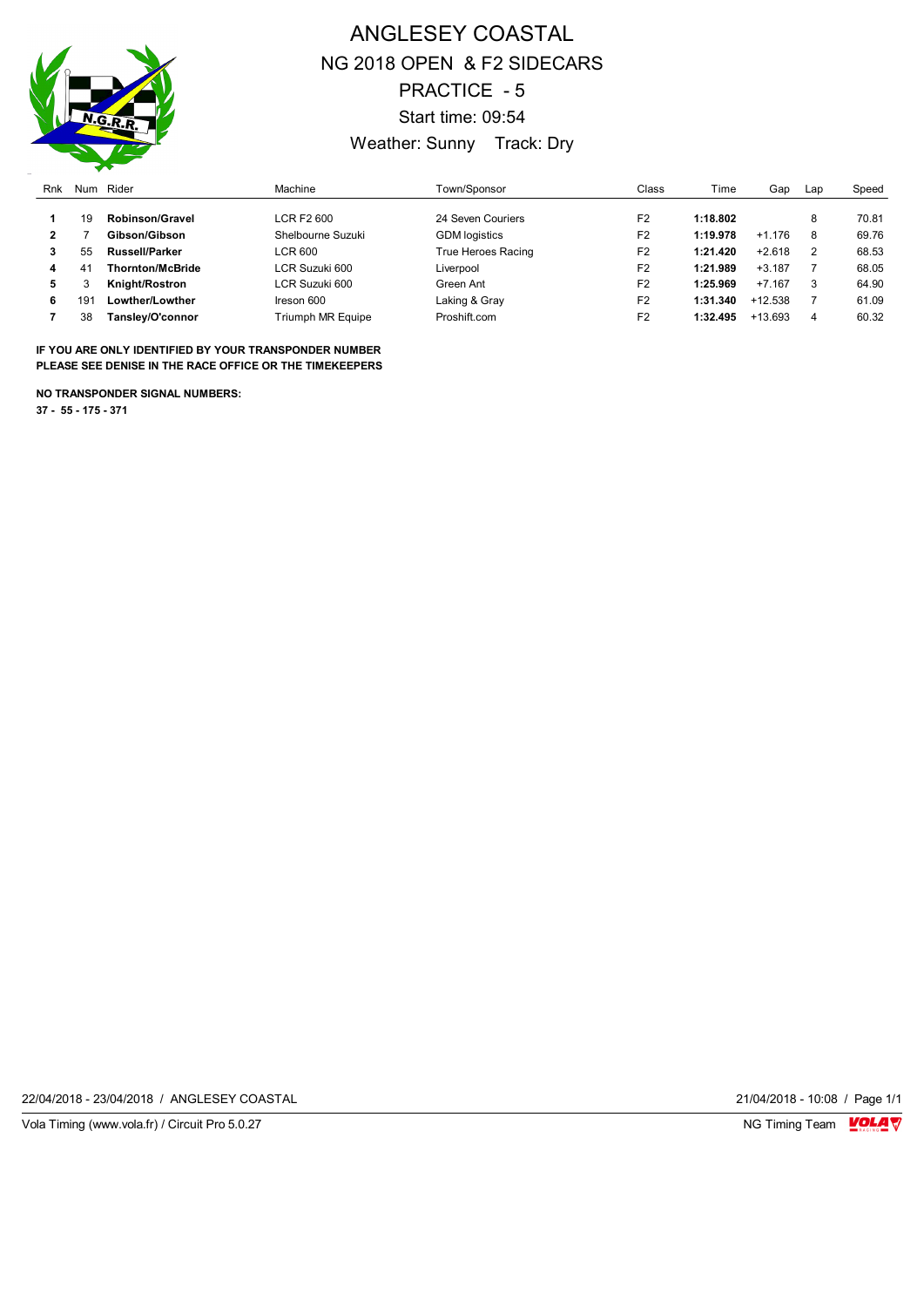# ANGLESEY COASTAL

## NG 2018 OPEN & F2 SIDECARS

## PRACTICE - 5

Start time: 09:54

Weather: Sunny Track: Dry

| Rnk | Num | Rider | Machine | Town/Sponsor | Class | Time | Gap | Lap | Speed |
|---|---|---|---|---|---|---|---|---|---|
| **1** | 19 | **Robinson/Gravel** | LCR F2 600 | 24 Seven Couriers | F2 | **1:18.802** | | 8 | 70.81 |
| **2** | 7 | **Gibson/Gibson** | Shelbourne Suzuki | GDM logistics | F2 | **1:19.978** | +1.176 | 8 | 69.76 |
| **3** | 55 | **Russell/Parker** | LCR 600 | True Heroes Racing | F2 | **1:21.420** | +2.618 | 2 | 68.53 |
| **4** | 41 | **Thornton/McBride** | LCR Suzuki 600 | Liverpool | F2 | **1:21.989** | +3.187 | 7 | 68.05 |
| **5** | 3 | **Knight/Rostron** | LCR Suzuki 600 | Green Ant | F2 | **1:25.969** | +7.167 | 3 | 64.90 |
| **6** | 191 | **Lowther/Lowther** | Ireson 600 | Laking & Gray | F2 | **1:31.340** | +12.538 | 7 | 61.09 |
| **7** | 38 | **Tansley/O'connor** | Triumph MR Equipe | Proshift.com | F2 | **1:32.495** | +13.693 | 4 | 60.32 |

**IF YOU ARE ONLY IDENTIFIED BY YOUR TRANSPONDER NUMBER**
**PLEASE SEE DENISE IN THE RACE OFFICE OR THE TIMEKEEPERS**

**NO TRANSPONDER SIGNAL NUMBERS:**
**37 - 55 - 175 - 371**

22/04/2018 - 23/04/2018 / ANGLESEY COASTAL — 21/04/2018 - 10:08

Vola Timing (www.vola.fr) / Circuit Pro 5.0.27 — NG Timing Team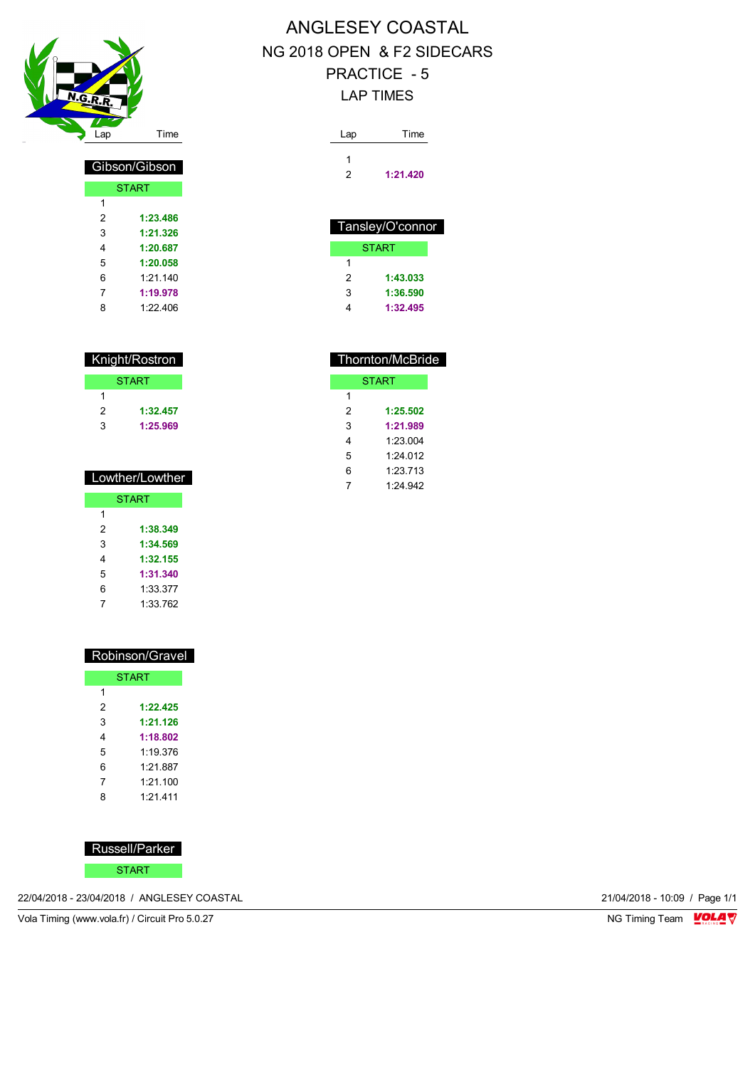# ANGLESEY COASTAL

## NG 2018 OPEN & F2 SIDECARS

## PRACTICE - 5

## LAP TIMES

### Gibson/Gibson

| Lap | Time |
|---|---|
| START | |
| 1 | |
| 2 | **1:23.486** |
| 3 | **1:21.326** |
| 4 | **1:20.687** |
| 5 | **1:20.058** |
| 6 | 1:21.140 |
| 7 | **1:19.978** |
| 8 | 1:22.406 |

### Knight/Rostron

| Lap | Time |
|---|---|
| START | |
| 1 | |
| 2 | **1:32.457** |
| 3 | **1:25.969** |

### Lowther/Lowther

| Lap | Time |
|---|---|
| START | |
| 1 | |
| 2 | **1:38.349** |
| 3 | **1:34.569** |
| 4 | **1:32.155** |
| 5 | **1:31.340** |
| 6 | 1:33.377 |
| 7 | 1:33.762 |

### Robinson/Gravel

| Lap | Time |
|---|---|
| START | |
| 1 | |
| 2 | **1:22.425** |
| 3 | **1:21.126** |
| 4 | **1:18.802** |
| 5 | 1:19.376 |
| 6 | 1:21.887 |
| 7 | 1:21.100 |
| 8 | 1:21.411 |

### Russell/Parker

| Lap | Time |
|---|---|
| START | |
| 1 | |
| 2 | **1:21.420** |

### Tansley/O'connor

| Lap | Time |
|---|---|
| START | |
| 1 | |
| 2 | **1:43.033** |
| 3 | **1:36.590** |
| 4 | **1:32.495** |

### Thornton/McBride

| Lap | Time |
|---|---|
| START | |
| 1 | |
| 2 | **1:25.502** |
| 3 | **1:21.989** |
| 4 | 1:23.004 |
| 5 | 1:24.012 |
| 6 | 1:23.713 |
| 7 | 1:24.942 |

22/04/2018 - 23/04/2018 / ANGLESEY COASTAL

21/04/2018 - 10:09

Vola Timing (www.vola.fr) / Circuit Pro 5.0.27

NG Timing Team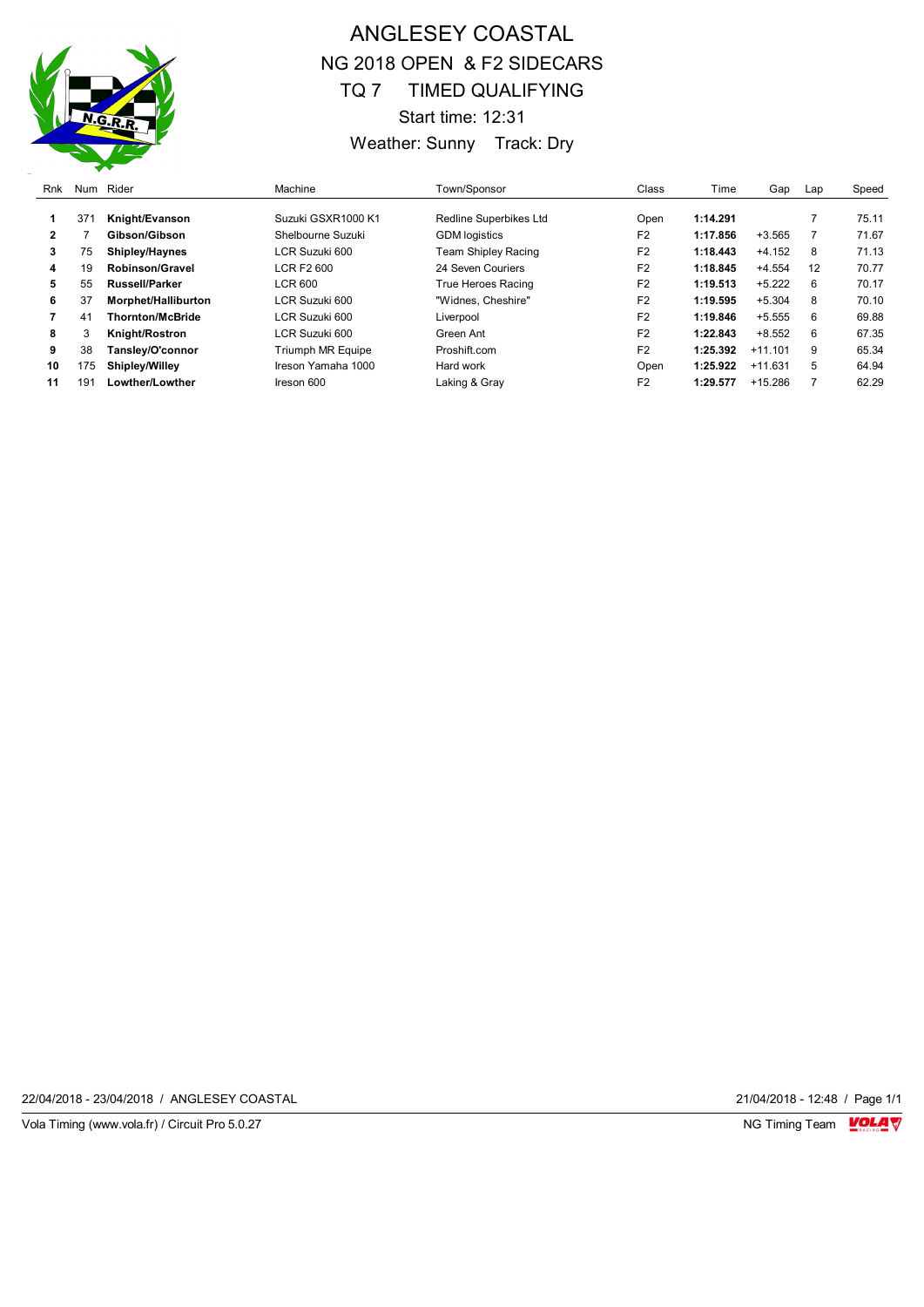# ANGLESEY COASTAL

## NG 2018 OPEN & F2 SIDECARS

## TQ 7 TIMED QUALIFYING

Start time: 12:31

Weather: Sunny Track: Dry

| Rnk | Num | Rider | Machine | Town/Sponsor | Class | Time | Gap | Lap | Speed |
|---|---|---|---|---|---|---|---|---|---|
| **1** | 371 | **Knight/Evanson** | Suzuki GSXR1000 K1 | Redline Superbikes Ltd | Open | **1:14.291** | | 7 | 75.11 |
| **2** | 7 | **Gibson/Gibson** | Shelbourne Suzuki | GDM logistics | F2 | **1:17.856** | +3.565 | 7 | 71.67 |
| **3** | 75 | **Shipley/Haynes** | LCR Suzuki 600 | Team Shipley Racing | F2 | **1:18.443** | +4.152 | 8 | 71.13 |
| **4** | 19 | **Robinson/Gravel** | LCR F2 600 | 24 Seven Couriers | F2 | **1:18.845** | +4.554 | 12 | 70.77 |
| **5** | 55 | **Russell/Parker** | LCR 600 | True Heroes Racing | F2 | **1:19.513** | +5.222 | 6 | 70.17 |
| **6** | 37 | **Morphet/Halliburton** | LCR Suzuki 600 | "Widnes, Cheshire" | F2 | **1:19.595** | +5.304 | 8 | 70.10 |
| **7** | 41 | **Thornton/McBride** | LCR Suzuki 600 | Liverpool | F2 | **1:19.846** | +5.555 | 6 | 69.88 |
| **8** | 3 | **Knight/Rostron** | LCR Suzuki 600 | Green Ant | F2 | **1:22.843** | +8.552 | 6 | 67.35 |
| **9** | 38 | **Tansley/O'connor** | Triumph MR Equipe | Proshift.com | F2 | **1:25.392** | +11.101 | 9 | 65.34 |
| **10** | 175 | **Shipley/Willey** | Ireson Yamaha 1000 | Hard work | Open | **1:25.922** | +11.631 | 5 | 64.94 |
| **11** | 191 | **Lowther/Lowther** | Ireson 600 | Laking & Gray | F2 | **1:29.577** | +15.286 | 7 | 62.29 |

22/04/2018 - 23/04/2018 / ANGLESEY COASTAL 21/04/2018 - 12:48 / Page 1/1

Vola Timing (www.vola.fr) / Circuit Pro 5.0.27 NG Timing Team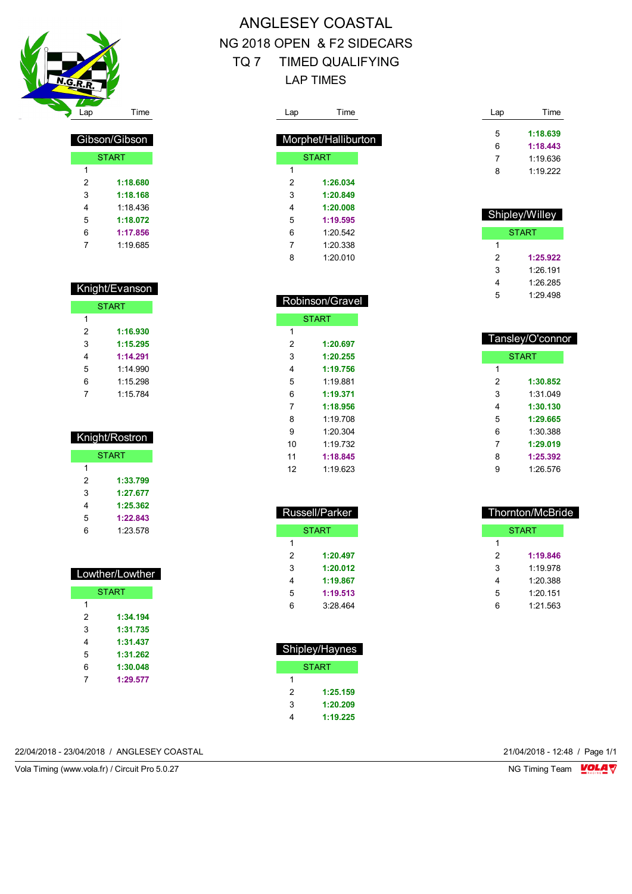# ANGLESEY COASTAL

## NG 2018 OPEN & F2 SIDECARS

## TQ 7 TIMED QUALIFYING

## LAP TIMES

### Gibson/Gibson

| Lap | Time |
|---|---|
| START | |
| 1 | |
| 2 | **1:18.680** |
| 3 | **1:18.168** |
| 4 | 1:18.436 |
| 5 | **1:18.072** |
| 6 | **1:17.856** |
| 7 | 1:19.685 |

### Knight/Evanson

| Lap | Time |
|---|---|
| START | |
| 1 | |
| 2 | **1:16.930** |
| 3 | **1:15.295** |
| 4 | **1:14.291** |
| 5 | 1:14.990 |
| 6 | 1:15.298 |
| 7 | 1:15.784 |

### Knight/Rostron

| Lap | Time |
|---|---|
| START | |
| 1 | |
| 2 | **1:33.799** |
| 3 | **1:27.677** |
| 4 | **1:25.362** |
| 5 | **1:22.843** |
| 6 | 1:23.578 |

### Lowther/Lowther

| Lap | Time |
|---|---|
| START | |
| 1 | |
| 2 | **1:34.194** |
| 3 | **1:31.735** |
| 4 | **1:31.437** |
| 5 | **1:31.262** |
| 6 | **1:30.048** |
| 7 | **1:29.577** |

### Morphet/Halliburton

| Lap | Time |
|---|---|
| START | |
| 1 | |
| 2 | **1:26.034** |
| 3 | **1:20.849** |
| 4 | **1:20.008** |
| 5 | **1:19.595** |
| 6 | 1:20.542 |
| 7 | 1:20.338 |
| 8 | 1:20.010 |

### Robinson/Gravel

| Lap | Time |
|---|---|
| START | |
| 1 | |
| 2 | **1:20.697** |
| 3 | **1:20.255** |
| 4 | **1:19.756** |
| 5 | 1:19.881 |
| 6 | **1:19.371** |
| 7 | **1:18.956** |
| 8 | 1:19.708 |
| 9 | 1:20.304 |
| 10 | 1:19.732 |
| 11 | **1:18.845** |
| 12 | 1:19.623 |

### Russell/Parker

| Lap | Time |
|---|---|
| START | |
| 1 | |
| 2 | **1:20.497** |
| 3 | **1:20.012** |
| 4 | **1:19.867** |
| 5 | **1:19.513** |
| 6 | 3:28.464 |

### Shipley/Haynes

| Lap | Time |
|---|---|
| START | |
| 1 | |
| 2 | **1:25.159** |
| 3 | **1:20.209** |
| 4 | **1:19.225** |
| 5 | **1:18.639** |
| 6 | **1:18.443** |
| 7 | 1:19.636 |
| 8 | 1:19.222 |

### Shipley/Willey

| Lap | Time |
|---|---|
| START | |
| 1 | |
| 2 | **1:25.922** |
| 3 | 1:26.191 |
| 4 | 1:26.285 |
| 5 | 1:29.498 |

### Tansley/O'connor

| Lap | Time |
|---|---|
| START | |
| 1 | |
| 2 | **1:30.852** |
| 3 | 1:31.049 |
| 4 | **1:30.130** |
| 5 | **1:29.665** |
| 6 | 1:30.388 |
| 7 | **1:29.019** |
| 8 | **1:25.392** |
| 9 | 1:26.576 |

### Thornton/McBride

| Lap | Time |
|---|---|
| START | |
| 1 | |
| 2 | **1:19.846** |
| 3 | 1:19.978 |
| 4 | 1:20.388 |
| 5 | 1:20.151 |
| 6 | 1:21.563 |

22/04/2018 - 23/04/2018 / ANGLESEY COASTAL

21/04/2018 - 12:48

Vola Timing (www.vola.fr) / Circuit Pro 5.0.27

NG Timing Team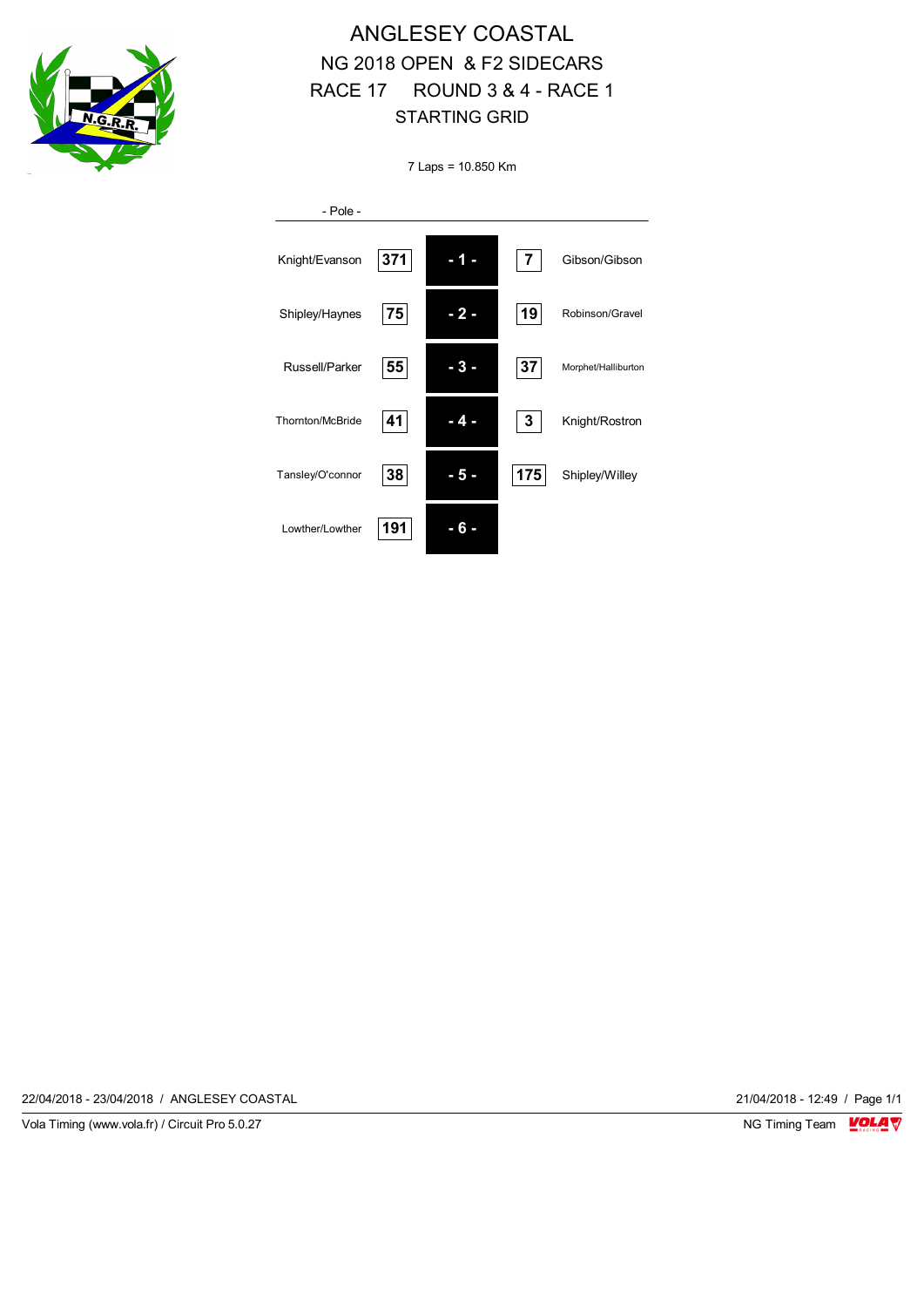# ANGLESEY COASTAL

## NG 2018 OPEN & F2 SIDECARS

## RACE 17 ROUND 3 & 4 - RACE 1

## STARTING GRID

7 Laps = 10.850 Km

- Pole -

| Rider | No. | Grid | No. | Rider |
|---|---|---|---|---|
| Knight/Evanson | 371 | - 1 - | 7 | Gibson/Gibson |
| Shipley/Haynes | 75 | - 2 - | 19 | Robinson/Gravel |
| Russell/Parker | 55 | - 3 - | 37 | Morphet/Halliburton |
| Thornton/McBride | 41 | - 4 - | 3 | Knight/Rostron |
| Tansley/O'connor | 38 | - 5 - | 175 | Shipley/Willey |
| Lowther/Lowther | 191 | - 6 - | | |

22/04/2018 - 23/04/2018 / ANGLESEY COASTAL

21/04/2018 - 12:49

Vola Timing (www.vola.fr) / Circuit Pro 5.0.27

NG Timing Team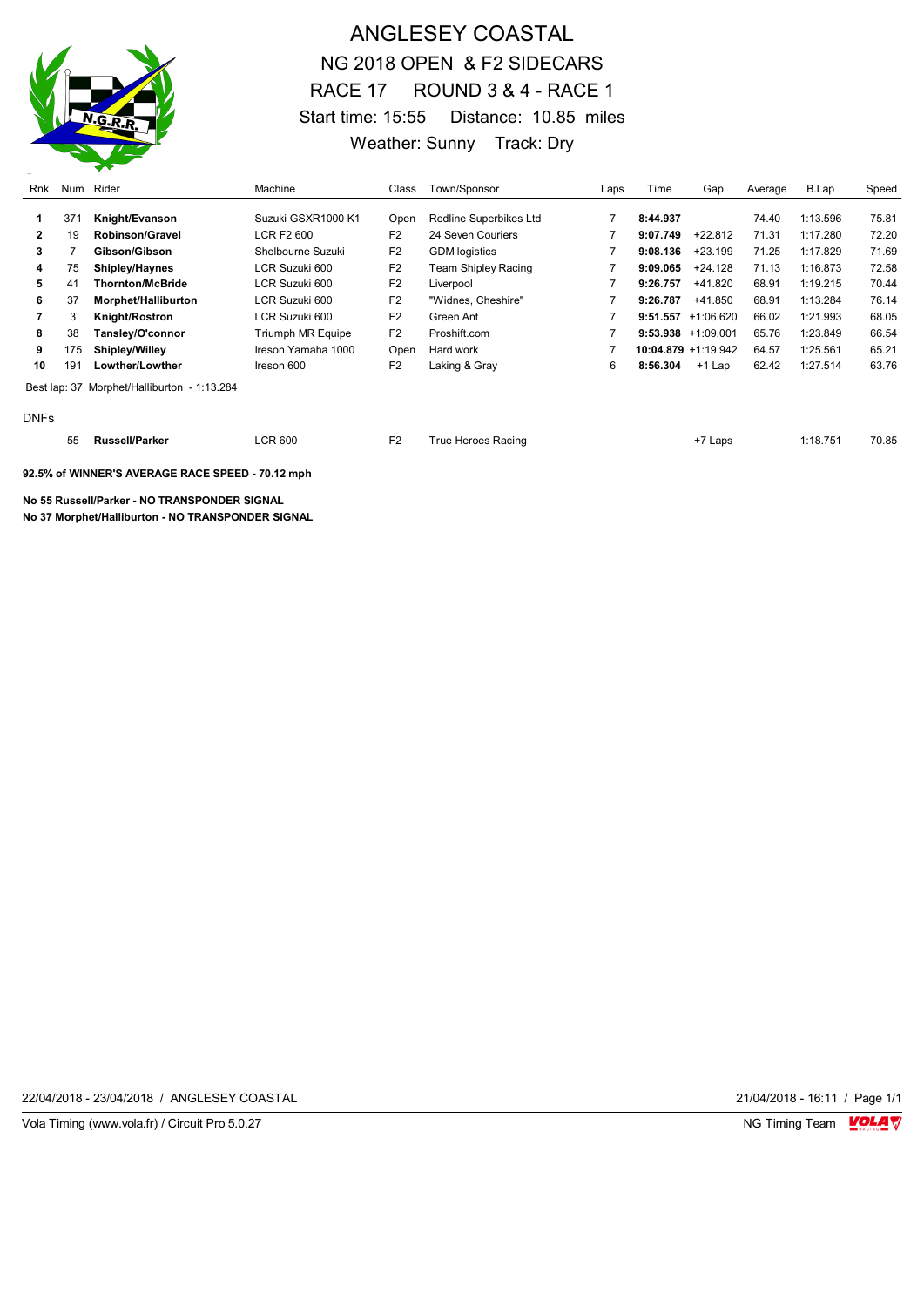# ANGLESEY COASTAL

## NG 2018 OPEN & F2 SIDECARS

## RACE 17 ROUND 3 & 4 - RACE 1

Start time: 15:55 Distance: 10.85 miles

Weather: Sunny Track: Dry

| Rnk | Num | Rider | Machine | Class | Town/Sponsor | Laps | Time | Gap | Average | B.Lap | Speed |
|---|---|---|---|---|---|---|---|---|---|---|---|
| 1 | 371 | **Knight/Evanson** | Suzuki GSXR1000 K1 | Open | Redline Superbikes Ltd | 7 | **8:44.937** | | 74.40 | 1:13.596 | 75.81 |
| 2 | 19 | **Robinson/Gravel** | LCR F2 600 | F2 | 24 Seven Couriers | 7 | **9:07.749** | +22.812 | 71.31 | 1:17.280 | 72.20 |
| 3 | 7 | **Gibson/Gibson** | Shelbourne Suzuki | F2 | GDM logistics | 7 | **9:08.136** | +23.199 | 71.25 | 1:17.829 | 71.69 |
| 4 | 75 | **Shipley/Haynes** | LCR Suzuki 600 | F2 | Team Shipley Racing | 7 | **9:09.065** | +24.128 | 71.13 | 1:16.873 | 72.58 |
| 5 | 41 | **Thornton/McBride** | LCR Suzuki 600 | F2 | Liverpool | 7 | **9:26.757** | +41.820 | 68.91 | 1:19.215 | 70.44 |
| 6 | 37 | **Morphet/Halliburton** | LCR Suzuki 600 | F2 | "Widnes, Cheshire" | 7 | **9:26.787** | +41.850 | 68.91 | 1:13.284 | 76.14 |
| 7 | 3 | **Knight/Rostron** | LCR Suzuki 600 | F2 | Green Ant | 7 | **9:51.557** | +1:06.620 | 66.02 | 1:21.993 | 68.05 |
| 8 | 38 | **Tansley/O'connor** | Triumph MR Equipe | F2 | Proshift.com | 7 | **9:53.938** | +1:09.001 | 65.76 | 1:23.849 | 66.54 |
| 9 | 175 | **Shipley/Willey** | Ireson Yamaha 1000 | Open | Hard work | 7 | **10:04.879** | +1:19.942 | 64.57 | 1:25.561 | 65.21 |
| 10 | 191 | **Lowther/Lowther** | Ireson 600 | F2 | Laking & Gray | 6 | **8:56.304** | +1 Lap | 62.42 | 1:27.514 | 63.76 |

Best lap: 37 Morphet/Halliburton - 1:13.284

DNFs

| Rnk | Num | Rider | Machine | Class | Town/Sponsor | Laps | Time | Gap | Average | B.Lap | Speed |
|---|---|---|---|---|---|---|---|---|---|---|---|
| | 55 | **Russell/Parker** | LCR 600 | F2 | True Heroes Racing | | | +7 Laps | | 1:18.751 | 70.85 |

**92.5% of WINNER'S AVERAGE RACE SPEED - 70.12 mph**

**No 55 Russell/Parker - NO TRANSPONDER SIGNAL**
**No 37 Morphet/Halliburton - NO TRANSPONDER SIGNAL**

22/04/2018 - 23/04/2018 / ANGLESEY COASTAL — 21/04/2018 - 16:11

Vola Timing (www.vola.fr) / Circuit Pro 5.0.27 — NG Timing Team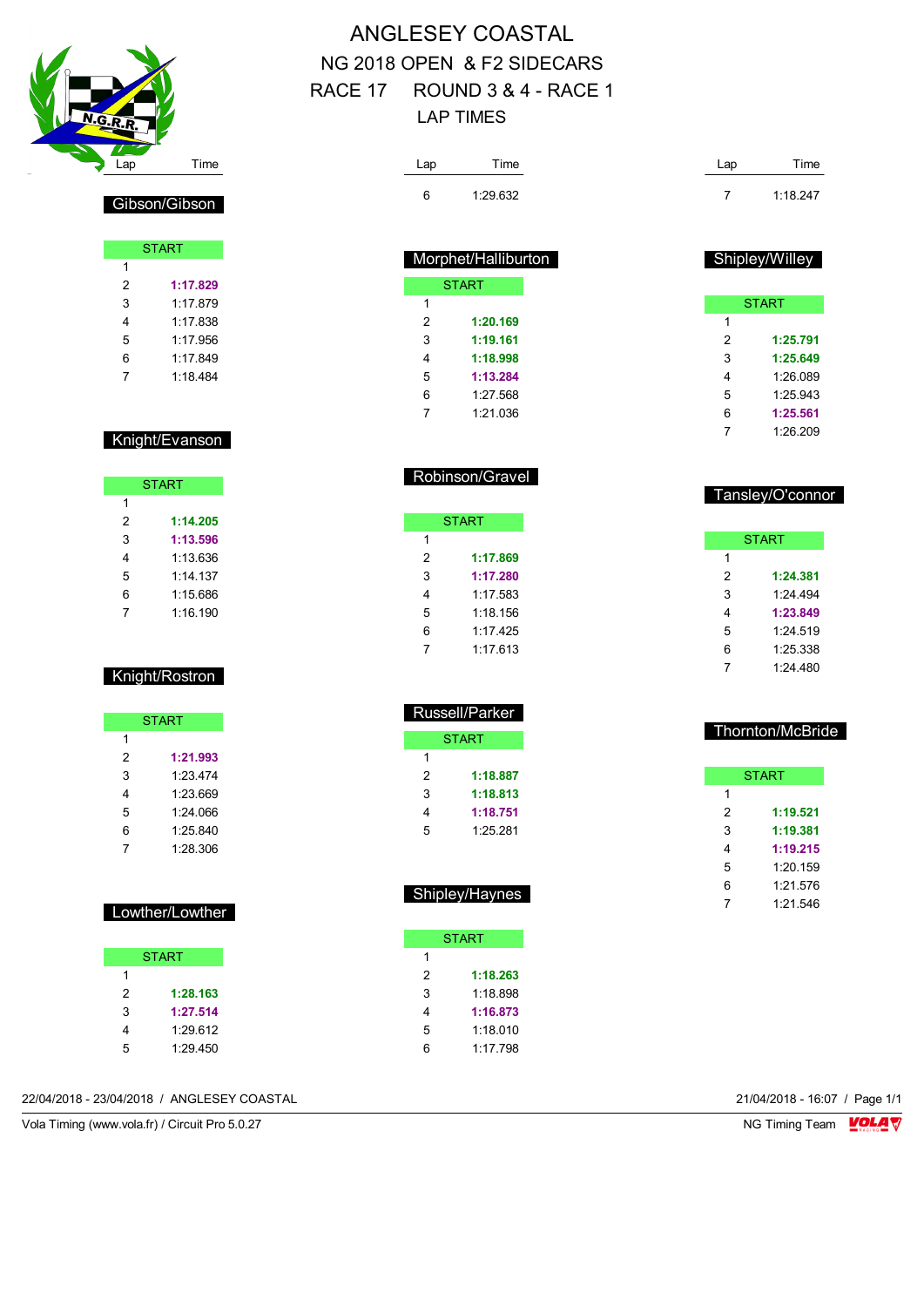# ANGLESEY COASTAL

## NG 2018 OPEN & F2 SIDECARS

## RACE 17 ROUND 3 & 4 - RACE 1

## LAP TIMES

### Gibson/Gibson

| Lap | Time |
|---|---|
| START | |
| 1 | |
| 2 | **1:17.829** |
| 3 | 1:17.879 |
| 4 | 1:17.838 |
| 5 | 1:17.956 |
| 6 | 1:17.849 |
| 7 | 1:18.484 |

### Knight/Evanson

| Lap | Time |
|---|---|
| START | |
| 1 | |
| 2 | **1:14.205** |
| 3 | **1:13.596** |
| 4 | 1:13.636 |
| 5 | 1:14.137 |
| 6 | 1:15.686 |
| 7 | 1:16.190 |

### Knight/Rostron

| Lap | Time |
|---|---|
| START | |
| 1 | |
| 2 | **1:21.993** |
| 3 | 1:23.474 |
| 4 | 1:23.669 |
| 5 | 1:24.066 |
| 6 | 1:25.840 |
| 7 | 1:28.306 |

### Lowther/Lowther

| Lap | Time |
|---|---|
| START | |
| 1 | |
| 2 | **1:28.163** |
| 3 | **1:27.514** |
| 4 | 1:29.612 |
| 5 | 1:29.450 |
| 6 | 1:29.632 |
| 7 | 1:18.247 |

### Morphet/Halliburton

| Lap | Time |
|---|---|
| START | |
| 1 | |
| 2 | **1:20.169** |
| 3 | **1:19.161** |
| 4 | **1:18.998** |
| 5 | **1:13.284** |
| 6 | 1:27.568 |
| 7 | 1:21.036 |

### Robinson/Gravel

| Lap | Time |
|---|---|
| START | |
| 1 | |
| 2 | **1:17.869** |
| 3 | **1:17.280** |
| 4 | 1:17.583 |
| 5 | 1:18.156 |
| 6 | 1:17.425 |
| 7 | 1:17.613 |

### Russell/Parker

| Lap | Time |
|---|---|
| START | |
| 1 | |
| 2 | **1:18.887** |
| 3 | **1:18.813** |
| 4 | **1:18.751** |
| 5 | 1:25.281 |

### Shipley/Haynes

| Lap | Time |
|---|---|
| START | |
| 1 | |
| 2 | **1:18.263** |
| 3 | 1:18.898 |
| 4 | **1:16.873** |
| 5 | 1:18.010 |
| 6 | 1:17.798 |

### Shipley/Willey

| Lap | Time |
|---|---|
| START | |
| 1 | |
| 2 | **1:25.791** |
| 3 | **1:25.649** |
| 4 | 1:26.089 |
| 5 | 1:25.943 |
| 6 | **1:25.561** |
| 7 | 1:26.209 |

### Tansley/O'connor

| Lap | Time |
|---|---|
| START | |
| 1 | |
| 2 | **1:24.381** |
| 3 | 1:24.494 |
| 4 | **1:23.849** |
| 5 | 1:24.519 |
| 6 | 1:25.338 |
| 7 | 1:24.480 |

### Thornton/McBride

| Lap | Time |
|---|---|
| START | |
| 1 | |
| 2 | **1:19.521** |
| 3 | **1:19.381** |
| 4 | **1:19.215** |
| 5 | 1:20.159 |
| 6 | 1:21.576 |
| 7 | 1:21.546 |

22/04/2018 - 23/04/2018 / ANGLESEY COASTAL

21/04/2018 - 16:07

Vola Timing (www.vola.fr) / Circuit Pro 5.0.27

NG Timing Team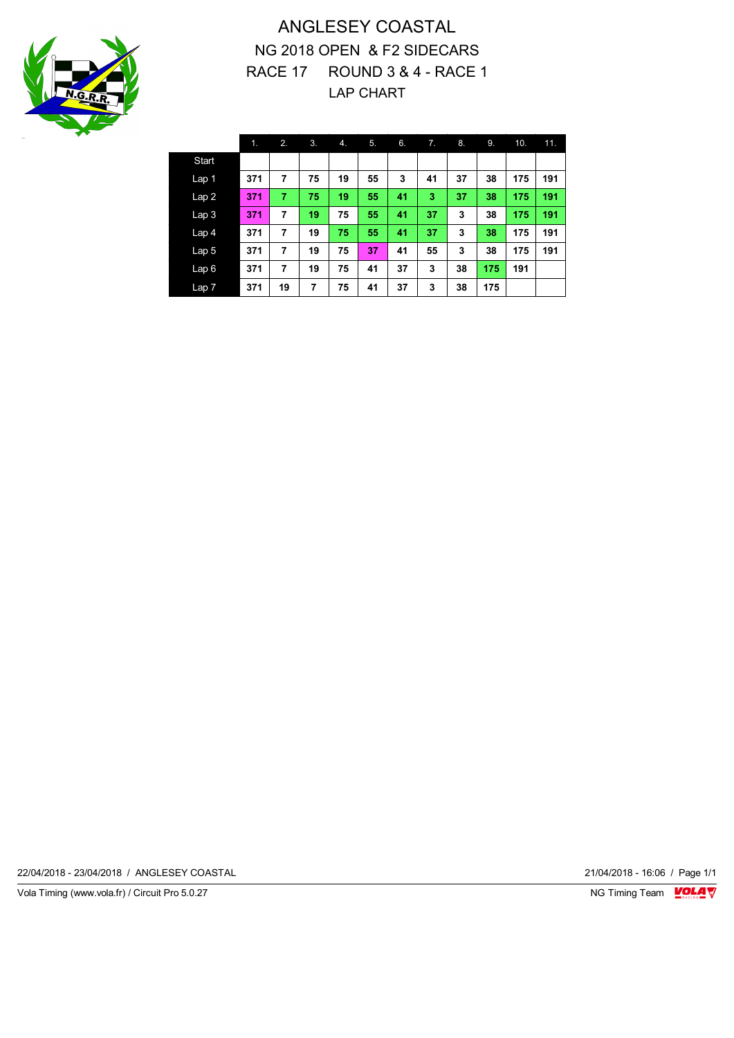# ANGLESEY COASTAL

## NG 2018 OPEN & F2 SIDECARS

## RACE 17 ROUND 3 & 4 - RACE 1

## LAP CHART

| | 1. | 2. | 3. | 4. | 5. | 6. | 7. | 8. | 9. | 10. | 11. |
|---|---|---|---|---|---|---|---|---|---|---|---|
| Start | | | | | | | | | | | |
| Lap 1 | 371 | 7 | 75 | 19 | 55 | 3 | 41 | 37 | 38 | 175 | 191 |
| Lap 2 | 371 | 7 | 75 | 19 | 55 | 41 | 3 | 37 | 38 | 175 | 191 |
| Lap 3 | 371 | 7 | 19 | 75 | 55 | 41 | 37 | 3 | 38 | 175 | 191 |
| Lap 4 | 371 | 7 | 19 | 75 | 55 | 41 | 37 | 3 | 38 | 175 | 191 |
| Lap 5 | 371 | 7 | 19 | 75 | 37 | 41 | 55 | 3 | 38 | 175 | 191 |
| Lap 6 | 371 | 7 | 19 | 75 | 41 | 37 | 3 | 38 | 175 | 191 | |
| Lap 7 | 371 | 19 | 7 | 75 | 41 | 37 | 3 | 38 | 175 | | |

22/04/2018 - 23/04/2018 / ANGLESEY COASTAL

21/04/2018 - 16:06

Vola Timing (www.vola.fr) / Circuit Pro 5.0.27

NG Timing Team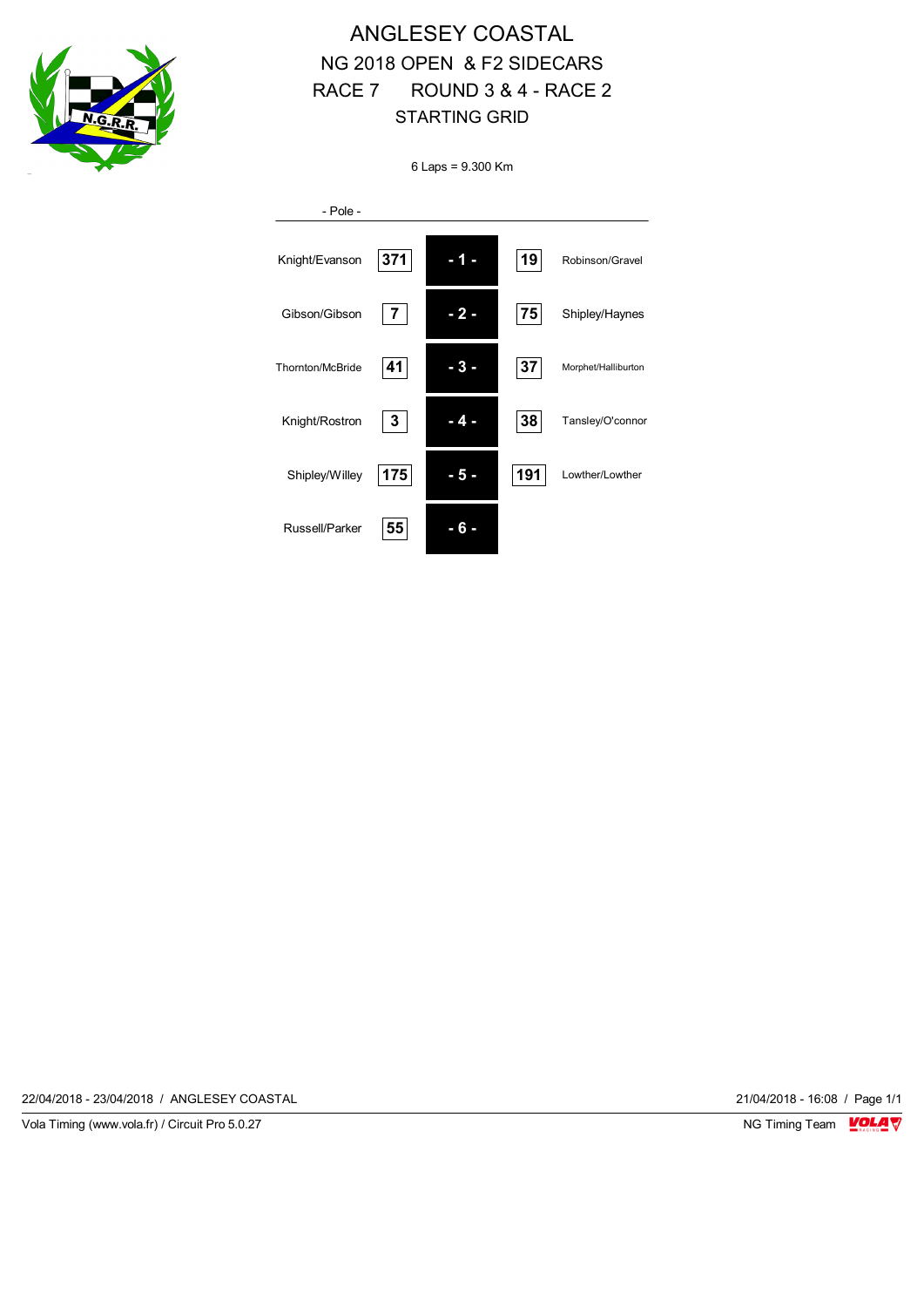# ANGLESEY COASTAL

## NG 2018 OPEN & F2 SIDECARS

## RACE 7 ROUND 3 & 4 - RACE 2

## STARTING GRID

6 Laps = 9.300 Km

- Pole -

| | | | | |
|---|---|---|---|---|
| Knight/Evanson | 371 | - 1 - | 19 | Robinson/Gravel |
| Gibson/Gibson | 7 | - 2 - | 75 | Shipley/Haynes |
| Thornton/McBride | 41 | - 3 - | 37 | Morphet/Halliburton |
| Knight/Rostron | 3 | - 4 - | 38 | Tansley/O'connor |
| Shipley/Willey | 175 | - 5 - | 191 | Lowther/Lowther |
| Russell/Parker | 55 | - 6 - | | |

22/04/2018 - 23/04/2018 / ANGLESEY COASTAL

21/04/2018 - 16:08

Vola Timing (www.vola.fr) / Circuit Pro 5.0.27

NG Timing Team